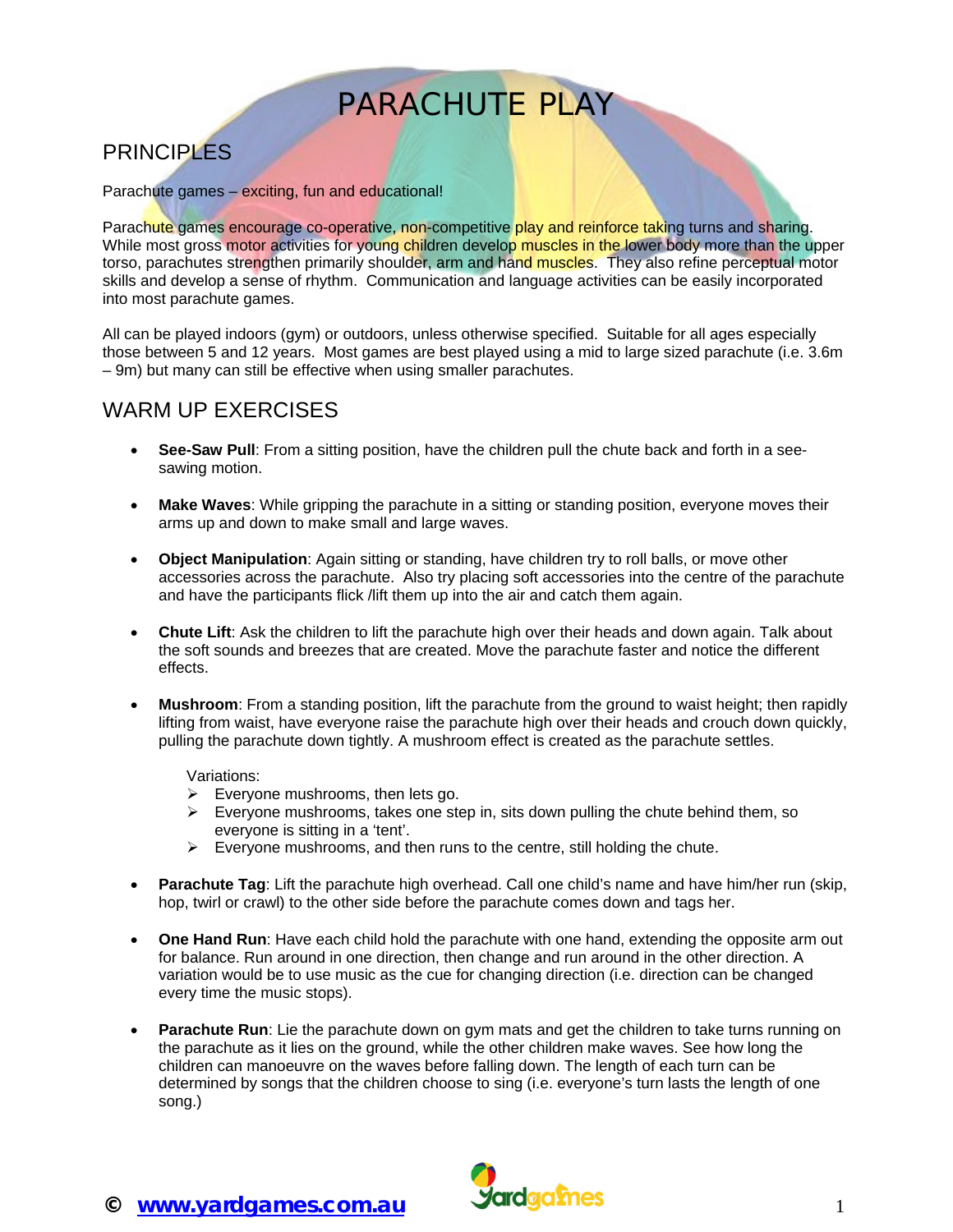# PARACHUTE PLAY

## PRINCIPLES

Parachute games – exciting, fun and educational!

Parachute games encourage co-operative, non-competitive play and reinforce taking turns and sharing. While most gross motor activities for young children develop muscles in the lower body more than the upper torso, parachutes strengthen primarily shoulder, arm and hand muscles. They also refine perceptual motor skills and develop a sense of rhythm. Communication and language activities can be easily incorporated into most parachute games.

All can be played indoors (gym) or outdoors, unless otherwise specified. Suitable for all ages especially those between 5 and 12 years. Most games are best played using a mid to large sized parachute (i.e. 3.6m – 9m) but many can still be effective when using smaller parachutes.

## WARM UP EXERCISES

- **See-Saw Pull**: From a sitting position, have the children pull the chute back and forth in a see-sawing motion.

- **Make Waves**: While gripping the parachute in a sitting or standing position, everyone moves their arms up and down to make small and large waves.

- **Object Manipulation**: Again sitting or standing, have children try to roll balls, or move other accessories across the parachute. Also try placing soft accessories into the centre of the parachute and have the participants flick /lift them up into the air and catch them again.

- **Chute Lift**: Ask the children to lift the parachute high over their heads and down again. Talk about the soft sounds and breezes that are created. Move the parachute faster and notice the different effects.

- **Mushroom**: From a standing position, lift the parachute from the ground to waist height; then rapidly lifting from waist, have everyone raise the parachute high over their heads and crouch down quickly, pulling the parachute down tightly. A mushroom effect is created as the parachute settles.

  Variations:
  - Everyone mushrooms, then lets go.
  - Everyone mushrooms, takes one step in, sits down pulling the chute behind them, so everyone is sitting in a 'tent'.
  - Everyone mushrooms, and then runs to the centre, still holding the chute.

- **Parachute Tag**: Lift the parachute high overhead. Call one child's name and have him/her run (skip, hop, twirl or crawl) to the other side before the parachute comes down and tags her.

- **One Hand Run**: Have each child hold the parachute with one hand, extending the opposite arm out for balance. Run around in one direction, then change and run around in the other direction. A variation would be to use music as the cue for changing direction (i.e. direction can be changed every time the music stops).

- **Parachute Run**: Lie the parachute down on gym mats and get the children to take turns running on the parachute as it lies on the ground, while the other children make waves. See how long the children can manoeuvre on the waves before falling down. The length of each turn can be determined by songs that the children choose to sing (i.e. everyone's turn lasts the length of one song.)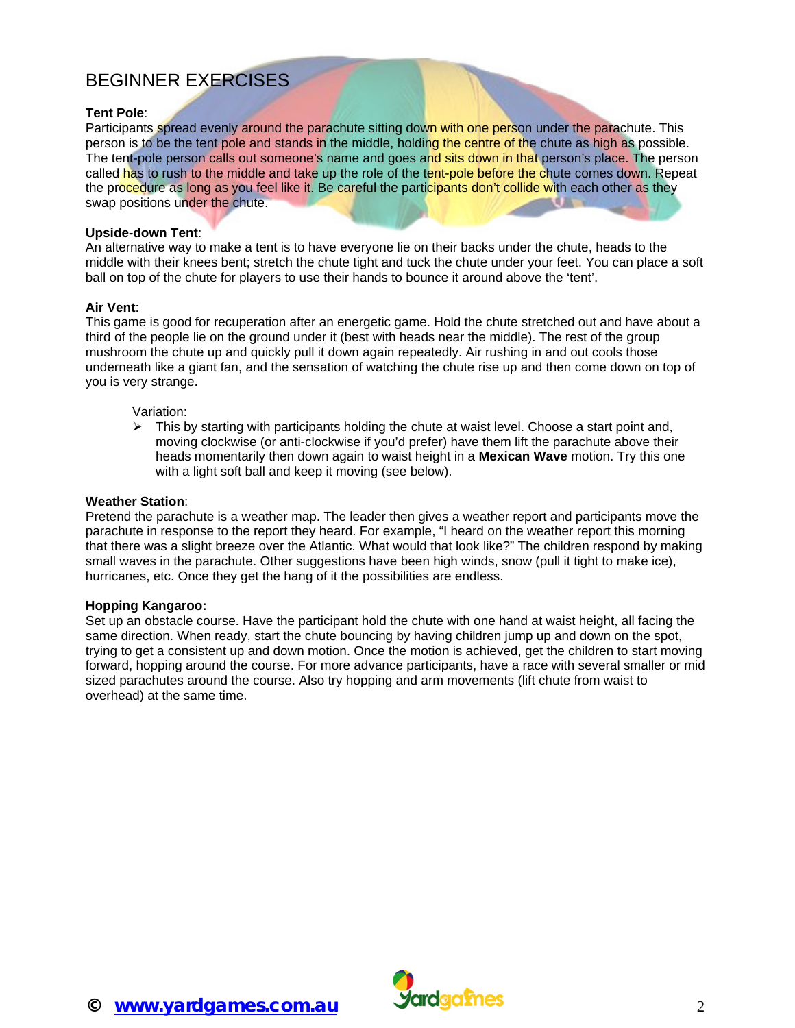## BEGINNER EXERCISES

**Tent Pole**:
Participants spread evenly around the parachute sitting down with one person under the parachute. This person is to be the tent pole and stands in the middle, holding the centre of the chute as high as possible. The tent-pole person calls out someone's name and goes and sits down in that person's place. The person called has to rush to the middle and take up the role of the tent-pole before the chute comes down. Repeat the procedure as long as you feel like it. Be careful the participants don't collide with each other as they swap positions under the chute.

**Upside-down Tent**:
An alternative way to make a tent is to have everyone lie on their backs under the chute, heads to the middle with their knees bent; stretch the chute tight and tuck the chute under your feet. You can place a soft ball on top of the chute for players to use their hands to bounce it around above the 'tent'.

**Air Vent**:
This game is good for recuperation after an energetic game. Hold the chute stretched out and have about a third of the people lie on the ground under it (best with heads near the middle). The rest of the group mushroom the chute up and quickly pull it down again repeatedly. Air rushing in and out cools those underneath like a giant fan, and the sensation of watching the chute rise up and then come down on top of you is very strange.

Variation:

- This by starting with participants holding the chute at waist level. Choose a start point and, moving clockwise (or anti-clockwise if you'd prefer) have them lift the parachute above their heads momentarily then down again to waist height in a **Mexican Wave** motion. Try this one with a light soft ball and keep it moving (see below).

**Weather Station**:
Pretend the parachute is a weather map. The leader then gives a weather report and participants move the parachute in response to the report they heard. For example, "I heard on the weather report this morning that there was a slight breeze over the Atlantic. What would that look like?" The children respond by making small waves in the parachute. Other suggestions have been high winds, snow (pull it tight to make ice), hurricanes, etc. Once they get the hang of it the possibilities are endless.

**Hopping Kangaroo:**
Set up an obstacle course. Have the participant hold the chute with one hand at waist height, all facing the same direction. When ready, start the chute bouncing by having children jump up and down on the spot, trying to get a consistent up and down motion. Once the motion is achieved, get the children to start moving forward, hopping around the course. For more advance participants, have a race with several smaller or mid sized parachutes around the course. Also try hopping and arm movements (lift chute from waist to overhead) at the same time.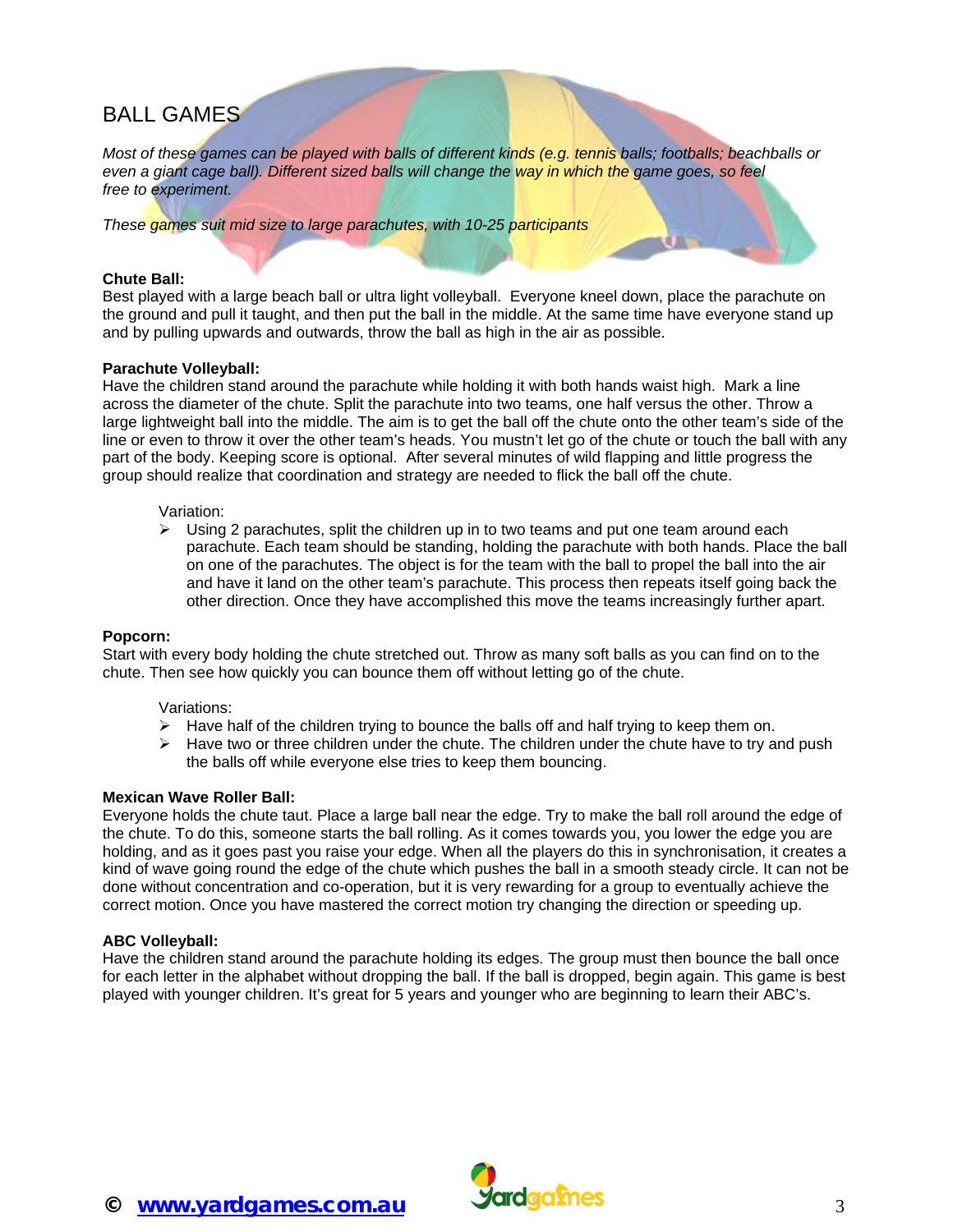# BALL GAMES

*Most of these games can be played with balls of different kinds (e.g. tennis balls; footballs; beachballs or even a giant cage ball). Different sized balls will change the way in which the game goes, so feel free to experiment.*

*These games suit mid size to large parachutes, with 10-25 participants*

**Chute Ball:**
Best played with a large beach ball or ultra light volleyball. Everyone kneel down, place the parachute on the ground and pull it taught, and then put the ball in the middle. At the same time have everyone stand up and by pulling upwards and outwards, throw the ball as high in the air as possible.

**Parachute Volleyball:**
Have the children stand around the parachute while holding it with both hands waist high. Mark a line across the diameter of the chute. Split the parachute into two teams, one half versus the other. Throw a large lightweight ball into the middle. The aim is to get the ball off the chute onto the other team's side of the line or even to throw it over the other team's heads. You mustn't let go of the chute or touch the ball with any part of the body. Keeping score is optional. After several minutes of wild flapping and little progress the group should realize that coordination and strategy are needed to flick the ball off the chute.

Variation:
- Using 2 parachutes, split the children up in to two teams and put one team around each parachute. Each team should be standing, holding the parachute with both hands. Place the ball on one of the parachutes. The object is for the team with the ball to propel the ball into the air and have it land on the other team's parachute. This process then repeats itself going back the other direction. Once they have accomplished this move the teams increasingly further apart.

**Popcorn:**
Start with every body holding the chute stretched out. Throw as many soft balls as you can find on to the chute. Then see how quickly you can bounce them off without letting go of the chute.

Variations:
- Have half of the children trying to bounce the balls off and half trying to keep them on.
- Have two or three children under the chute. The children under the chute have to try and push the balls off while everyone else tries to keep them bouncing.

**Mexican Wave Roller Ball:**
Everyone holds the chute taut. Place a large ball near the edge. Try to make the ball roll around the edge of the chute. To do this, someone starts the ball rolling. As it comes towards you, you lower the edge you are holding, and as it goes past you raise your edge. When all the players do this in synchronisation, it creates a kind of wave going round the edge of the chute which pushes the ball in a smooth steady circle. It can not be done without concentration and co-operation, but it is very rewarding for a group to eventually achieve the correct motion. Once you have mastered the correct motion try changing the direction or speeding up.

**ABC Volleyball:**
Have the children stand around the parachute holding its edges. The group must then bounce the ball once for each letter in the alphabet without dropping the ball. If the ball is dropped, begin again. This game is best played with younger children. It's great for 5 years and younger who are beginning to learn their ABC's.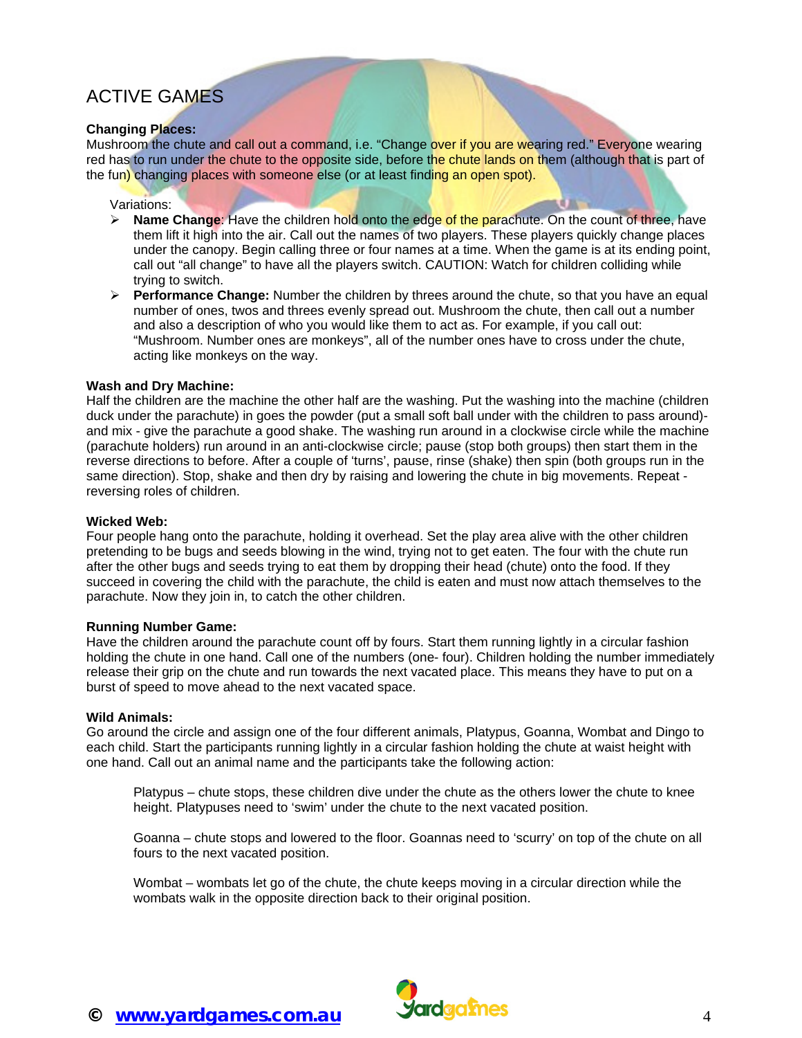# ACTIVE GAMES

**Changing Places:**
Mushroom the chute and call out a command, i.e. "Change over if you are wearing red." Everyone wearing red has to run under the chute to the opposite side, before the chute lands on them (although that is part of the fun) changing places with someone else (or at least finding an open spot).

Variations:

- **Name Change**: Have the children hold onto the edge of the parachute. On the count of three, have them lift it high into the air. Call out the names of two players. These players quickly change places under the canopy. Begin calling three or four names at a time. When the game is at its ending point, call out "all change" to have all the players switch. CAUTION: Watch for children colliding while trying to switch.
- **Performance Change:** Number the children by threes around the chute, so that you have an equal number of ones, twos and threes evenly spread out. Mushroom the chute, then call out a number and also a description of who you would like them to act as. For example, if you call out: "Mushroom. Number ones are monkeys", all of the number ones have to cross under the chute, acting like monkeys on the way.

**Wash and Dry Machine:**
Half the children are the machine the other half are the washing. Put the washing into the machine (children duck under the parachute) in goes the powder (put a small soft ball under with the children to pass around)- and mix - give the parachute a good shake. The washing run around in a clockwise circle while the machine (parachute holders) run around in an anti-clockwise circle; pause (stop both groups) then start them in the reverse directions to before. After a couple of 'turns', pause, rinse (shake) then spin (both groups run in the same direction). Stop, shake and then dry by raising and lowering the chute in big movements. Repeat - reversing roles of children.

**Wicked Web:**
Four people hang onto the parachute, holding it overhead. Set the play area alive with the other children pretending to be bugs and seeds blowing in the wind, trying not to get eaten. The four with the chute run after the other bugs and seeds trying to eat them by dropping their head (chute) onto the food. If they succeed in covering the child with the parachute, the child is eaten and must now attach themselves to the parachute. Now they join in, to catch the other children.

**Running Number Game:**
Have the children around the parachute count off by fours. Start them running lightly in a circular fashion holding the chute in one hand. Call one of the numbers (one- four). Children holding the number immediately release their grip on the chute and run towards the next vacated place. This means they have to put on a burst of speed to move ahead to the next vacated space.

**Wild Animals:**
Go around the circle and assign one of the four different animals, Platypus, Goanna, Wombat and Dingo to each child. Start the participants running lightly in a circular fashion holding the chute at waist height with one hand. Call out an animal name and the participants take the following action:

Platypus – chute stops, these children dive under the chute as the others lower the chute to knee height. Platypuses need to 'swim' under the chute to the next vacated position.

Goanna – chute stops and lowered to the floor. Goannas need to 'scurry' on top of the chute on all fours to the next vacated position.

Wombat – wombats let go of the chute, the chute keeps moving in a circular direction while the wombats walk in the opposite direction back to their original position.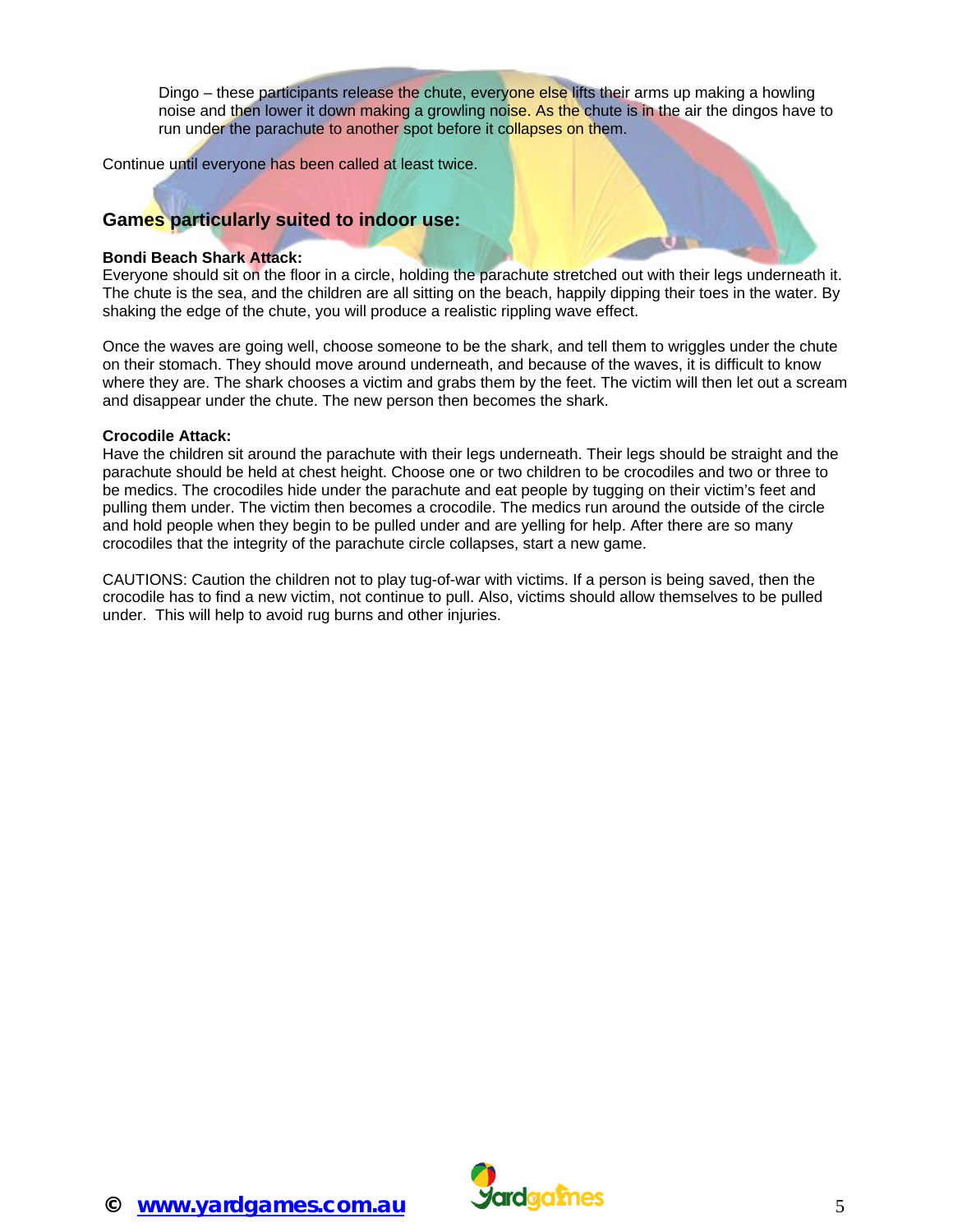Dingo – these participants release the chute, everyone else lifts their arms up making a howling noise and then lower it down making a growling noise. As the chute is in the air the dingos have to run under the parachute to another spot before it collapses on them.

Continue until everyone has been called at least twice.

## Games particularly suited to indoor use:

**Bondi Beach Shark Attack:**
Everyone should sit on the floor in a circle, holding the parachute stretched out with their legs underneath it. The chute is the sea, and the children are all sitting on the beach, happily dipping their toes in the water. By shaking the edge of the chute, you will produce a realistic rippling wave effect.

Once the waves are going well, choose someone to be the shark, and tell them to wriggles under the chute on their stomach. They should move around underneath, and because of the waves, it is difficult to know where they are. The shark chooses a victim and grabs them by the feet. The victim will then let out a scream and disappear under the chute. The new person then becomes the shark.

**Crocodile Attack:**
Have the children sit around the parachute with their legs underneath. Their legs should be straight and the parachute should be held at chest height. Choose one or two children to be crocodiles and two or three to be medics. The crocodiles hide under the parachute and eat people by tugging on their victim's feet and pulling them under. The victim then becomes a crocodile. The medics run around the outside of the circle and hold people when they begin to be pulled under and are yelling for help. After there are so many crocodiles that the integrity of the parachute circle collapses, start a new game.

CAUTIONS: Caution the children not to play tug-of-war with victims. If a person is being saved, then the crocodile has to find a new victim, not continue to pull. Also, victims should allow themselves to be pulled under. This will help to avoid rug burns and other injuries.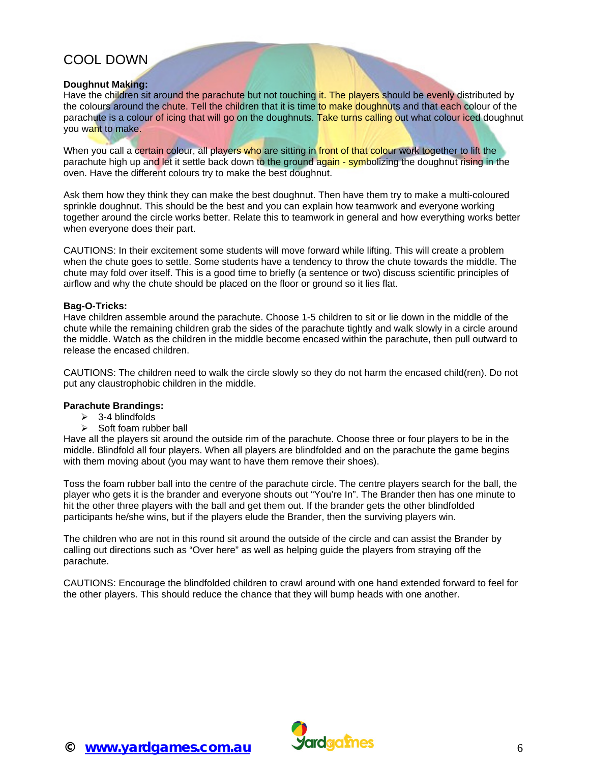# COOL DOWN

**Doughnut Making:**
Have the children sit around the parachute but not touching it. The players should be evenly distributed by the colours around the chute. Tell the children that it is time to make doughnuts and that each colour of the parachute is a colour of icing that will go on the doughnuts. Take turns calling out what colour iced doughnut you want to make.

When you call a certain colour, all players who are sitting in front of that colour work together to lift the parachute high up and let it settle back down to the ground again - symbolizing the doughnut rising in the oven. Have the different colours try to make the best doughnut.

Ask them how they think they can make the best doughnut. Then have them try to make a multi-coloured sprinkle doughnut. This should be the best and you can explain how teamwork and everyone working together around the circle works better. Relate this to teamwork in general and how everything works better when everyone does their part.

CAUTIONS: In their excitement some students will move forward while lifting. This will create a problem when the chute goes to settle. Some students have a tendency to throw the chute towards the middle. The chute may fold over itself. This is a good time to briefly (a sentence or two) discuss scientific principles of airflow and why the chute should be placed on the floor or ground so it lies flat.

**Bag-O-Tricks:**
Have children assemble around the parachute. Choose 1-5 children to sit or lie down in the middle of the chute while the remaining children grab the sides of the parachute tightly and walk slowly in a circle around the middle. Watch as the children in the middle become encased within the parachute, then pull outward to release the encased children.

CAUTIONS: The children need to walk the circle slowly so they do not harm the encased child(ren). Do not put any claustrophobic children in the middle.

**Parachute Brandings:**
- 3-4 blindfolds
- Soft foam rubber ball

Have all the players sit around the outside rim of the parachute. Choose three or four players to be in the middle. Blindfold all four players. When all players are blindfolded and on the parachute the game begins with them moving about (you may want to have them remove their shoes).

Toss the foam rubber ball into the centre of the parachute circle. The centre players search for the ball, the player who gets it is the brander and everyone shouts out "You're In". The Brander then has one minute to hit the other three players with the ball and get them out. If the brander gets the other blindfolded participants he/she wins, but if the players elude the Brander, then the surviving players win.

The children who are not in this round sit around the outside of the circle and can assist the Brander by calling out directions such as "Over here" as well as helping guide the players from straying off the parachute.

CAUTIONS: Encourage the blindfolded children to crawl around with one hand extended forward to feel for the other players. This should reduce the chance that they will bump heads with one another.

© www.yardgames.com.au